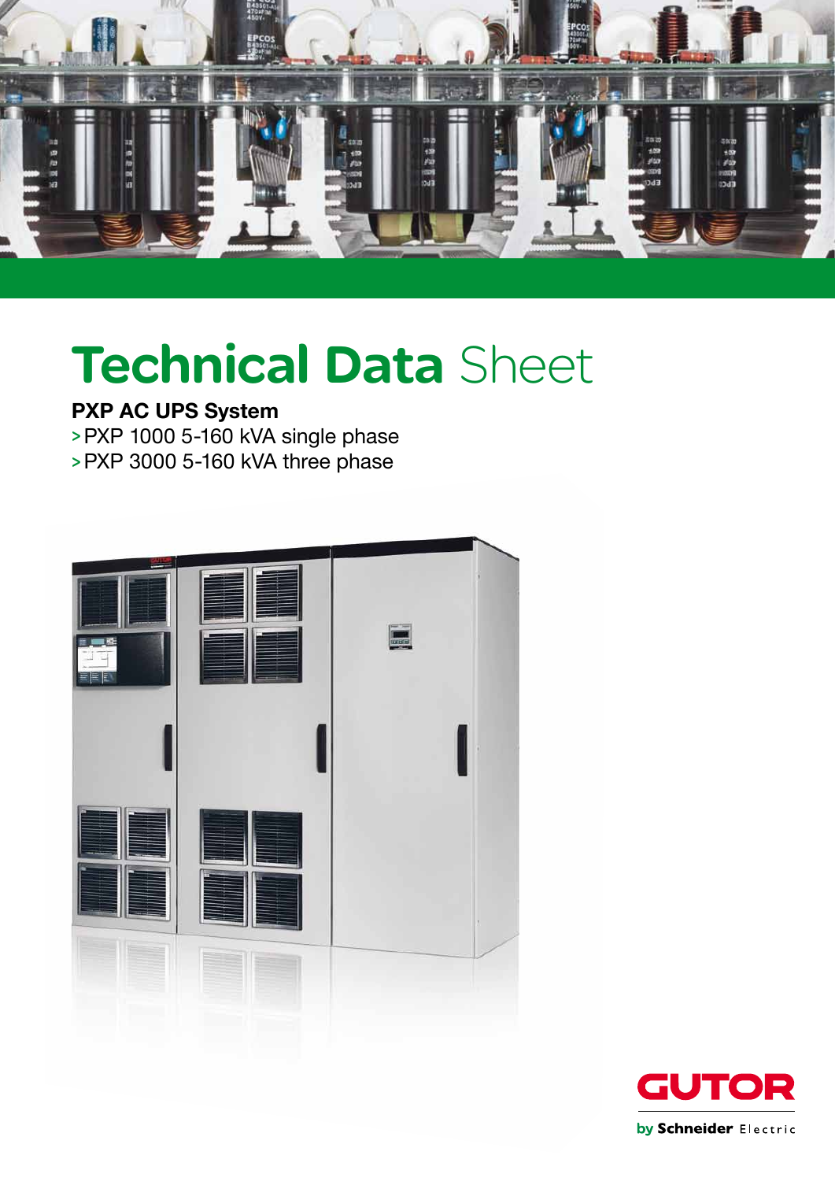# Technical Data Sheet

**PXP AC UPS System**

> PXP 1000 5-160 kVA single phase

> PXP 3000 5-160 kVA three phase

GUTOR

by Schneider Electric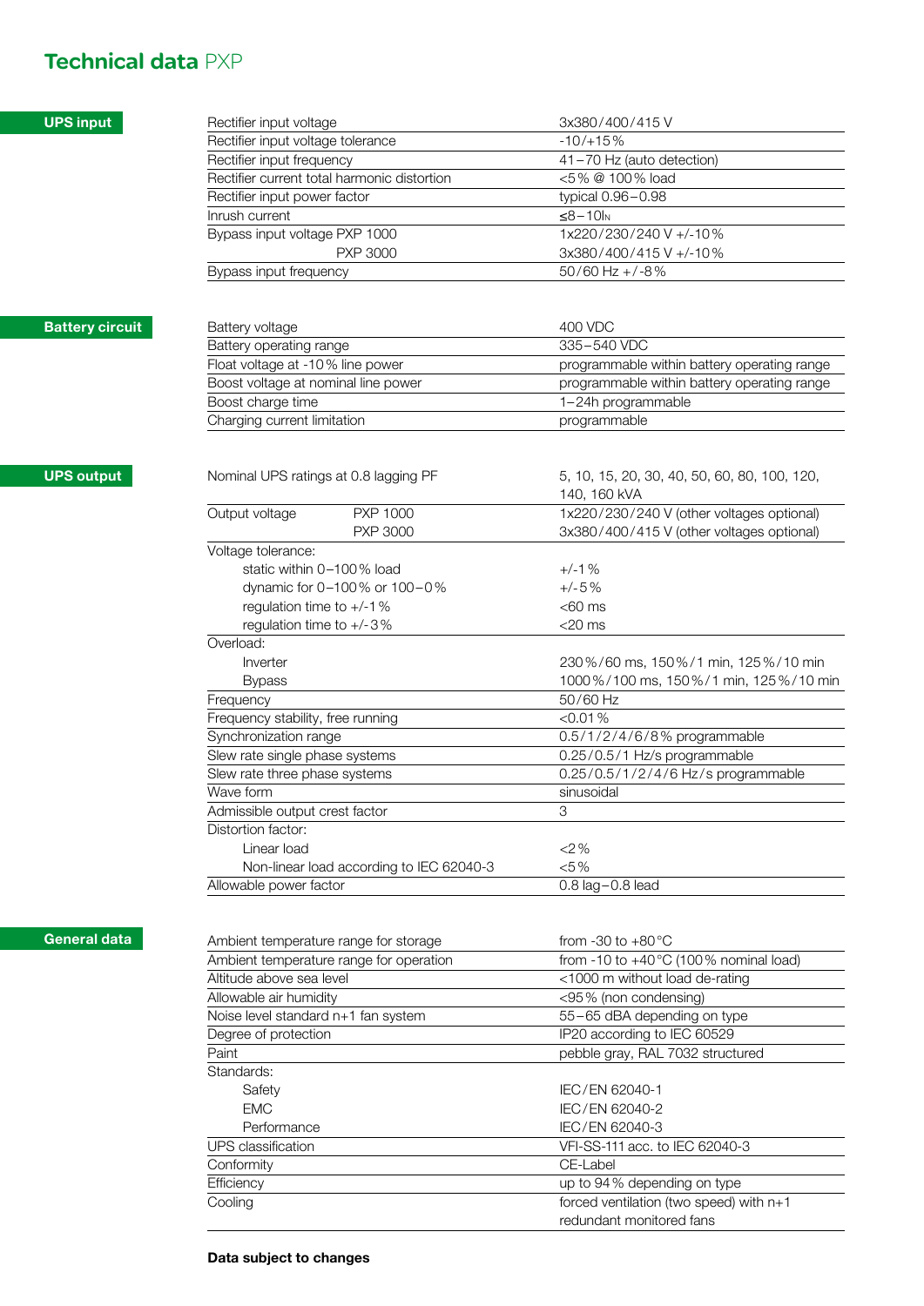# **Technical data** PXP

## UPS input

| | |
|---|---|
| Rectifier input voltage | 3x380/400/415 V |
| Rectifier input voltage tolerance | -10/+15% |
| Rectifier input frequency | 41–70 Hz (auto detection) |
| Rectifier current total harmonic distortion | <5% @ 100% load |
| Rectifier input power factor | typical 0.96–0.98 |
| Inrush current | ≤8–10$I_N$ |
| Bypass input voltage PXP 1000 | 1x220/230/240 V +/-10% |
| PXP 3000 | 3x380/400/415 V +/-10% |
| Bypass input frequency | 50/60 Hz +/-8% |

## Battery circuit

| | |
|---|---|
| Battery voltage | 400 VDC |
| Battery operating range | 335–540 VDC |
| Float voltage at -10% line power | programmable within battery operating range |
| Boost voltage at nominal line power | programmable within battery operating range |
| Boost charge time | 1–24h programmable |
| Charging current limitation | programmable |

## UPS output

| | |
|---|---|
| Nominal UPS ratings at 0.8 lagging PF | 5, 10, 15, 20, 30, 40, 50, 60, 80, 100, 120, 140, 160 kVA |
| Output voltage PXP 1000 | 1x220/230/240 V (other voltages optional) |
| PXP 3000 | 3x380/400/415 V (other voltages optional) |
| Voltage tolerance: | |
| static within 0–100% load | +/-1% |
| dynamic for 0–100% or 100–0% | +/-5% |
| regulation time to +/-1% | <60 ms |
| regulation time to +/-3% | <20 ms |
| Overload: | |
| Inverter | 230%/60 ms, 150%/1 min, 125%/10 min |
| Bypass | 1000%/100 ms, 150%/1 min, 125%/10 min |
| Frequency | 50/60 Hz |
| Frequency stability, free running | <0.01% |
| Synchronization range | 0.5/1/2/4/6/8% programmable |
| Slew rate single phase systems | 0.25/0.5/1 Hz/s programmable |
| Slew rate three phase systems | 0.25/0.5/1/2/4/6 Hz/s programmable |
| Wave form | sinusoidal |
| Admissible output crest factor | 3 |
| Distortion factor: | |
| Linear load | <2% |
| Non-linear load according to IEC 62040-3 | <5% |
| Allowable power factor | 0.8 lag–0.8 lead |

## General data

| | |
|---|---|
| Ambient temperature range for storage | from -30 to +80°C |
| Ambient temperature range for operation | from -10 to +40°C (100% nominal load) |
| Altitude above sea level | <1000 m without load de-rating |
| Allowable air humidity | <95% (non condensing) |
| Noise level standard n+1 fan system | 55–65 dBA depending on type |
| Degree of protection | IP20 according to IEC 60529 |
| Paint | pebble gray, RAL 7032 structured |
| Standards: | |
| Safety | IEC/EN 62040-1 |
| EMC | IEC/EN 62040-2 |
| Performance | IEC/EN 62040-3 |
| UPS classification | VFI-SS-111 acc. to IEC 62040-3 |
| Conformity | CE-Label |
| Efficiency | up to 94% depending on type |
| Cooling | forced ventilation (two speed) with n+1 redundant monitored fans |

**Data subject to changes**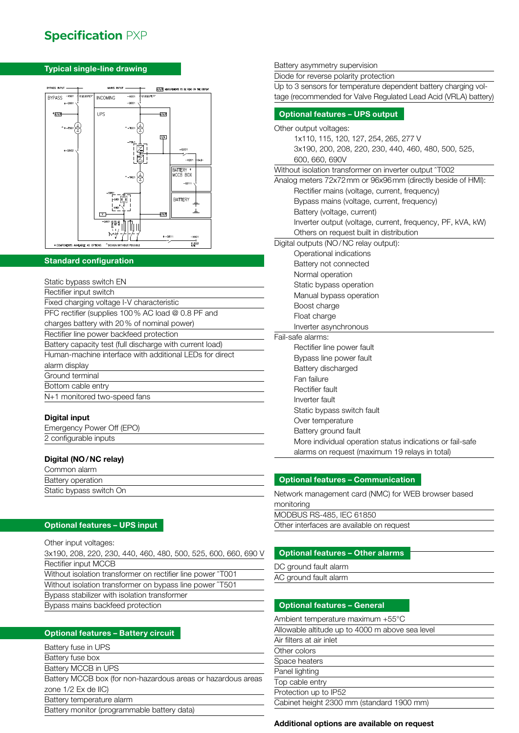# Specification PXP

## Typical single-line drawing

## Standard configuration

- Static bypass switch EN
- Rectifier input switch
- Fixed charging voltage I-V characteristic
- PFC rectifier (supplies 100 % AC load @ 0.8 PF and charges battery with 20 % of nominal power)
- Rectifier line power backfeed protection
- Battery capacity test (full discharge with current load)
- Human-machine interface with additional LEDs for direct alarm display
- Ground terminal
- Bottom cable entry
- N+1 monitored two-speed fans

### Digital input

- Emergency Power Off (EPO)
- 2 configurable inputs

### Digital (NO / NC relay)

- Common alarm
- Battery operation
- Static bypass switch On

## Optional features – UPS input

- Other input voltages:
  3x190, 208, 220, 230, 440, 460, 480, 500, 525, 600, 660, 690 V
- Rectifier input MCCB
- Without isolation transformer on rectifier line power ˆT001
- Without isolation transformer on bypass line power ˆT501
- Bypass stabilizer with isolation transformer
- Bypass mains backfeed protection

## Optional features – Battery circuit

- Battery fuse in UPS
- Battery fuse box
- Battery MCCB in UPS
- Battery MCCB box (for non-hazardous areas or hazardous areas zone 1/2 Ex de IIC)
- Battery temperature alarm
- Battery monitor (programmable battery data)
- Battery asymmetry supervision
- Diode for reverse polarity protection
- Up to 3 sensors for temperature dependent battery charging voltage (recommended for Valve Regulated Lead Acid (VRLA) battery)

## Optional features – UPS output

- Other output voltages:
  - 1x110, 115, 120, 127, 254, 265, 277 V
  - 3x190, 200, 208, 220, 230, 440, 460, 480, 500, 525, 600, 660, 690V
- Without isolation transformer on inverter output ˆT002
- Analog meters 72x72 mm or 96x96 mm (directly beside of HMI):
  - Rectifier mains (voltage, current, frequency)
  - Bypass mains (voltage, current, frequency)
  - Battery (voltage, current)
  - Inverter output (voltage, current, frequency, PF, kVA, kW)
  - Others on request built in distribution
- Digital outputs (NO / NC relay output):
  - Operational indications
  - Battery not connected
  - Normal operation
  - Static bypass operation
  - Manual bypass operation
  - Boost charge
  - Float charge
  - Inverter asynchronous
- Fail-safe alarms:
  - Rectifier line power fault
  - Bypass line power fault
  - Battery discharged
  - Fan failure
  - Rectifier fault
  - Inverter fault
  - Static bypass switch fault
  - Over temperature
  - Battery ground fault
  - More individual operation status indications or fail-safe alarms on request (maximum 19 relays in total)

## Optional features – Communication

- Network management card (NMC) for WEB browser based monitoring
- MODBUS RS-485, IEC 61850
- Other interfaces are available on request

## Optional features – Other alarms

- DC ground fault alarm
- AC ground fault alarm

## Optional features – General

- Ambient temperature maximum +55°C
- Allowable altitude up to 4000 m above sea level
- Air filters at air inlet
- Other colors
- Space heaters
- Panel lighting
- Top cable entry
- Protection up to IP52
- Cabinet height 2300 mm (standard 1900 mm)

**Additional options are available on request**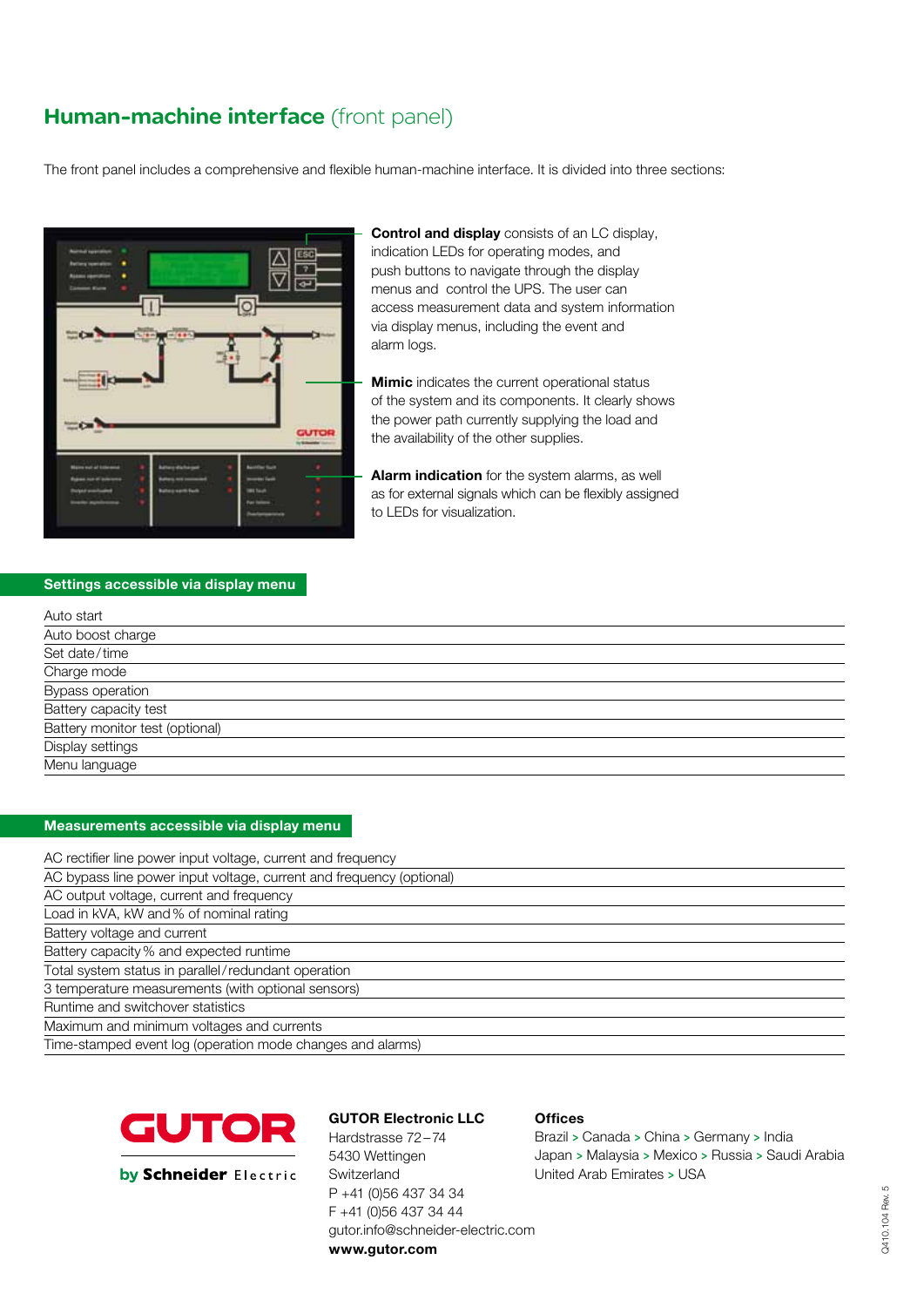## **Human-machine interface** (front panel)

The front panel includes a comprehensive and flexible human-machine interface. It is divided into three sections:

**Control and display** consists of an LC display, indication LEDs for operating modes, and push buttons to navigate through the display menus and control the UPS. The user can access measurement data and system information via display menus, including the event and alarm logs.

**Mimic** indicates the current operational status of the system and its components. It clearly shows the power path currently supplying the load and the availability of the other supplies.

**Alarm indication** for the system alarms, as well as for external signals which can be flexibly assigned to LEDs for visualization.

### Settings accessible via display menu

- Auto start
- Auto boost charge
- Set date / time
- Charge mode
- Bypass operation
- Battery capacity test
- Battery monitor test (optional)
- Display settings
- Menu language

### Measurements accessible via display menu

- AC rectifier line power input voltage, current and frequency
- AC bypass line power input voltage, current and frequency (optional)
- AC output voltage, current and frequency
- Load in kVA, kW and % of nominal rating
- Battery voltage and current
- Battery capacity % and expected runtime
- Total system status in parallel / redundant operation
- 3 temperature measurements (with optional sensors)
- Runtime and switchover statistics
- Maximum and minimum voltages and currents
- Time-stamped event log (operation mode changes and alarms)

GUTOR by Schneider Electric

**GUTOR Electronic LLC**
Hardstrasse 72 – 74
5430 Wettingen
Switzerland
P +41 (0)56 437 34 34
F +41 (0)56 437 34 44
gutor.info@schneider-electric.com
**www.gutor.com**

**Offices**
Brazil > Canada > China > Germany > India
Japan > Malaysia > Mexico > Russia > Saudi Arabia
United Arab Emirates > USA

Q410.104 Rev. 5